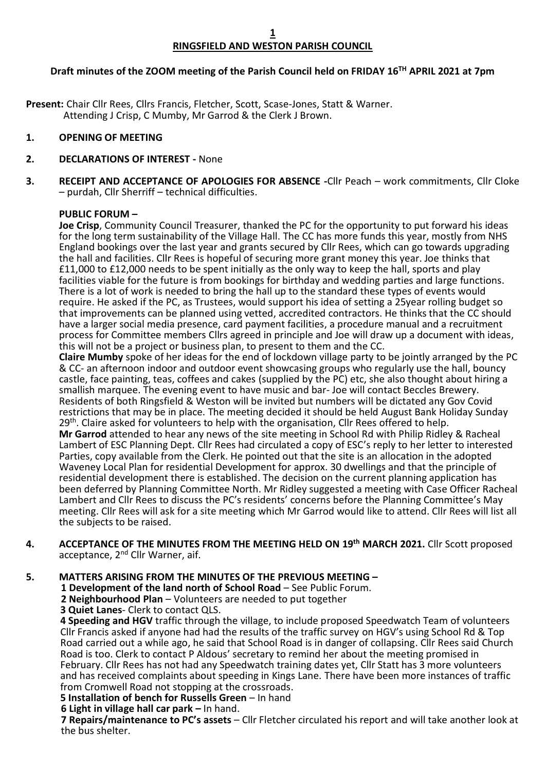# RINGSFIELD AND WESTON PARISH COUNCIL

## Draft minutes of the ZOOM meeting of the Parish Council held on FRIDAY 16TH APRIL 2021 at 7pm

**Present:** Chair Cllr Rees, Cllrs Francis, Fletcher, Scott, Scase-Jones, Statt & Warner.
Attending J Crisp, C Mumby, Mr Garrod & the Clerk J Brown.

**1. OPENING OF MEETING**

**2. DECLARATIONS OF INTEREST -** None

**3. RECEIPT AND ACCEPTANCE OF APOLOGIES FOR ABSENCE -**Cllr Peach – work commitments, Cllr Cloke – purdah, Cllr Sherriff – technical difficulties.

**PUBLIC FORUM –**

**Joe Crisp**, Community Council Treasurer, thanked the PC for the opportunity to put forward his ideas for the long term sustainability of the Village Hall. The CC has more funds this year, mostly from NHS England bookings over the last year and grants secured by Cllr Rees, which can go towards upgrading the hall and facilities. Cllr Rees is hopeful of securing more grant money this year. Joe thinks that £11,000 to £12,000 needs to be spent initially as the only way to keep the hall, sports and play facilities viable for the future is from bookings for birthday and wedding parties and large functions. There is a lot of work is needed to bring the hall up to the standard these types of events would require. He asked if the PC, as Trustees, would support his idea of setting a 25year rolling budget so that improvements can be planned using vetted, accredited contractors. He thinks that the CC should have a larger social media presence, card payment facilities, a procedure manual and a recruitment process for Committee members Cllrs agreed in principle and Joe will draw up a document with ideas, this will not be a project or business plan, to present to them and the CC.

**Claire Mumby** spoke of her ideas for the end of lockdown village party to be jointly arranged by the PC & CC- an afternoon indoor and outdoor event showcasing groups who regularly use the hall, bouncy castle, face painting, teas, coffees and cakes (supplied by the PC) etc, she also thought about hiring a smallish marquee. The evening event to have music and bar- Joe will contact Beccles Brewery. Residents of both Ringsfield & Weston will be invited but numbers will be dictated any Gov Covid restrictions that may be in place. The meeting decided it should be held August Bank Holiday Sunday 29th. Claire asked for volunteers to help with the organisation, Cllr Rees offered to help.

**Mr Garrod** attended to hear any news of the site meeting in School Rd with Philip Ridley & Racheal Lambert of ESC Planning Dept. Cllr Rees had circulated a copy of ESC's reply to her letter to interested Parties, copy available from the Clerk. He pointed out that the site is an allocation in the adopted Waveney Local Plan for residential Development for approx. 30 dwellings and that the principle of residential development there is established. The decision on the current planning application has been deferred by Planning Committee North. Mr Ridley suggested a meeting with Case Officer Racheal Lambert and Cllr Rees to discuss the PC's residents' concerns before the Planning Committee's May meeting. Cllr Rees will ask for a site meeting which Mr Garrod would like to attend. Cllr Rees will list all the subjects to be raised.

**4. ACCEPTANCE OF THE MINUTES FROM THE MEETING HELD ON 19th MARCH 2021.** Cllr Scott proposed acceptance, 2nd Cllr Warner, aif.

**5. MATTERS ARISING FROM THE MINUTES OF THE PREVIOUS MEETING –**

**1 Development of the land north of School Road** – See Public Forum.

**2 Neighbourhood Plan** – Volunteers are needed to put together

**3 Quiet Lanes**- Clerk to contact QLS.

**4 Speeding and HGV** traffic through the village, to include proposed Speedwatch Team of volunteers Cllr Francis asked if anyone had had the results of the traffic survey on HGV's using School Rd & Top Road carried out a while ago, he said that School Road is in danger of collapsing. Cllr Rees said Church Road is too. Clerk to contact P Aldous' secretary to remind her about the meeting promised in February. Cllr Rees has not had any Speedwatch training dates yet, Cllr Statt has 3 more volunteers and has received complaints about speeding in Kings Lane. There have been more instances of traffic from Cromwell Road not stopping at the crossroads.

**5 Installation of bench for Russells Green** – In hand

**6 Light in village hall car park –** In hand.

**7 Repairs/maintenance to PC's assets** – Cllr Fletcher circulated his report and will take another look at the bus shelter.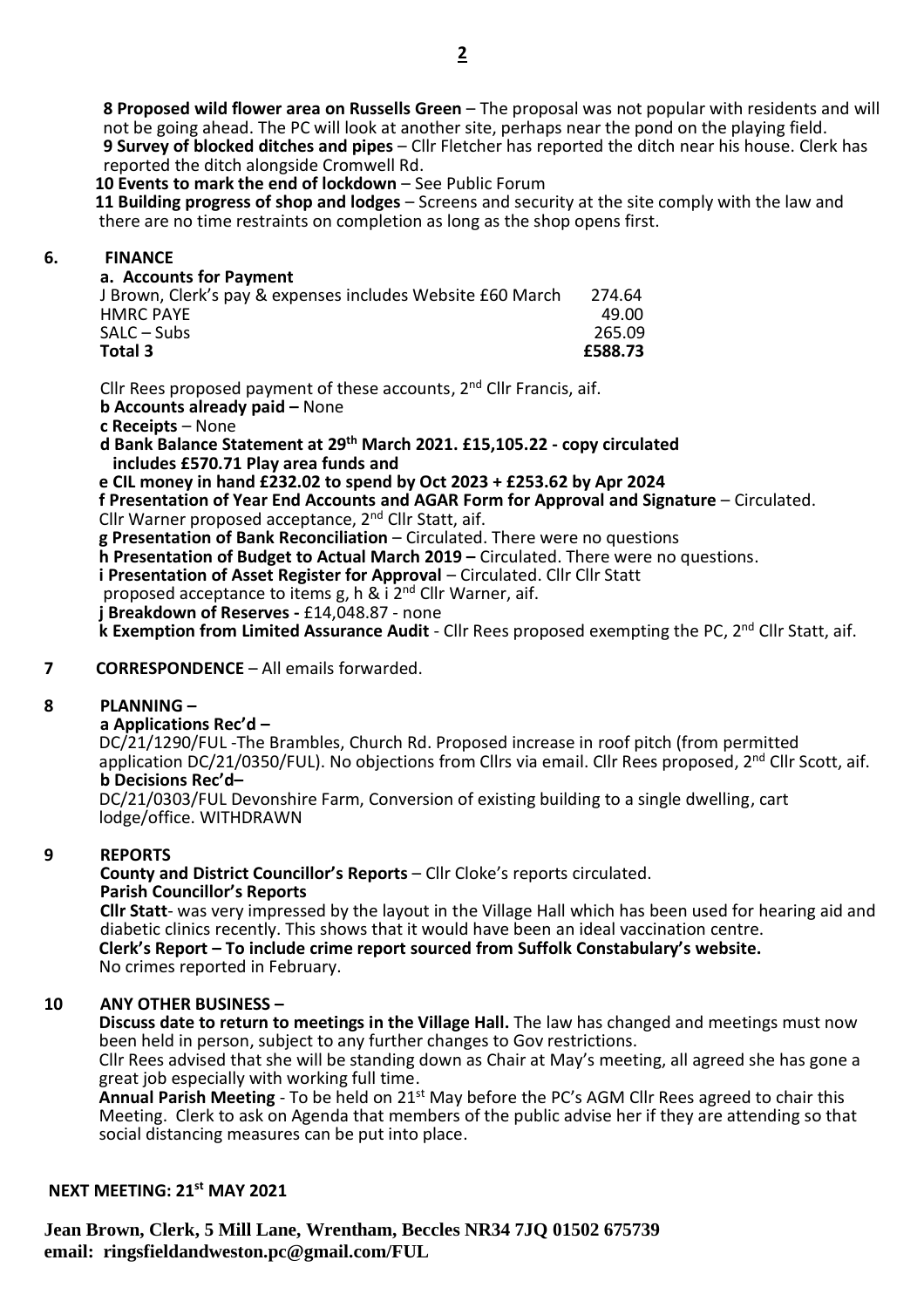**8 Proposed wild flower area on Russells Green** – The proposal was not popular with residents and will not be going ahead. The PC will look at another site, perhaps near the pond on the playing field.

**9 Survey of blocked ditches and pipes** – Cllr Fletcher has reported the ditch near his house. Clerk has reported the ditch alongside Cromwell Rd.

**10 Events to mark the end of lockdown** – See Public Forum

**11 Building progress of shop and lodges** – Screens and security at the site comply with the law and there are no time restraints on completion as long as the shop opens first.

## 6. FINANCE

**a. Accounts for Payment**

| | |
|---|---|
| J Brown, Clerk's pay & expenses includes Website £60 March | 274.64 |
| HMRC PAYE | 49.00 |
| SALC – Subs | 265.09 |
| **Total 3** | **£588.73** |

Cllr Rees proposed payment of these accounts, 2nd Cllr Francis, aif.

**b Accounts already paid –** None

**c Receipts** – None

**d Bank Balance Statement at 29th March 2021. £15,105.22 - copy circulated includes £570.71 Play area funds and**

**e CIL money in hand £232.02 to spend by Oct 2023 + £253.62 by Apr 2024**

**f Presentation of Year End Accounts and AGAR Form for Approval and Signature** – Circulated. Cllr Warner proposed acceptance, 2nd Cllr Statt, aif.

**g Presentation of Bank Reconciliation** – Circulated. There were no questions

**h Presentation of Budget to Actual March 2019 –** Circulated. There were no questions.

**i Presentation of Asset Register for Approval** – Circulated. Cllr Cllr Statt proposed acceptance to items g, h & i 2nd Cllr Warner, aif.

**j Breakdown of Reserves -** £14,048.87 - none

**k Exemption from Limited Assurance Audit** - Cllr Rees proposed exempting the PC, 2nd Cllr Statt, aif.

## 7 CORRESPONDENCE – All emails forwarded.

## 8 PLANNING –

**a Applications Rec'd –**

DC/21/1290/FUL -The Brambles, Church Rd. Proposed increase in roof pitch (from permitted application DC/21/0350/FUL). No objections from Cllrs via email. Cllr Rees proposed, 2nd Cllr Scott, aif.

**b Decisions Rec'd–**

DC/21/0303/FUL Devonshire Farm, Conversion of existing building to a single dwelling, cart lodge/office. WITHDRAWN

## 9 REPORTS

**County and District Councillor's Reports** – Cllr Cloke's reports circulated.

**Parish Councillor's Reports**

**Cllr Statt**- was very impressed by the layout in the Village Hall which has been used for hearing aid and diabetic clinics recently. This shows that it would have been an ideal vaccination centre.

**Clerk's Report – To include crime report sourced from Suffolk Constabulary's website.**

No crimes reported in February.

## 10 ANY OTHER BUSINESS –

**Discuss date to return to meetings in the Village Hall.** The law has changed and meetings must now been held in person, subject to any further changes to Gov restrictions.

Cllr Rees advised that she will be standing down as Chair at May's meeting, all agreed she has gone a great job especially with working full time.

**Annual Parish Meeting** - To be held on 21st May before the PC's AGM Cllr Rees agreed to chair this Meeting. Clerk to ask on Agenda that members of the public advise her if they are attending so that social distancing measures can be put into place.

**NEXT MEETING: 21st MAY 2021**

**Jean Brown, Clerk, 5 Mill Lane, Wrentham, Beccles NR34 7JQ 01502 675739**
**email: ringsfieldandweston.pc@gmail.com/FUL**